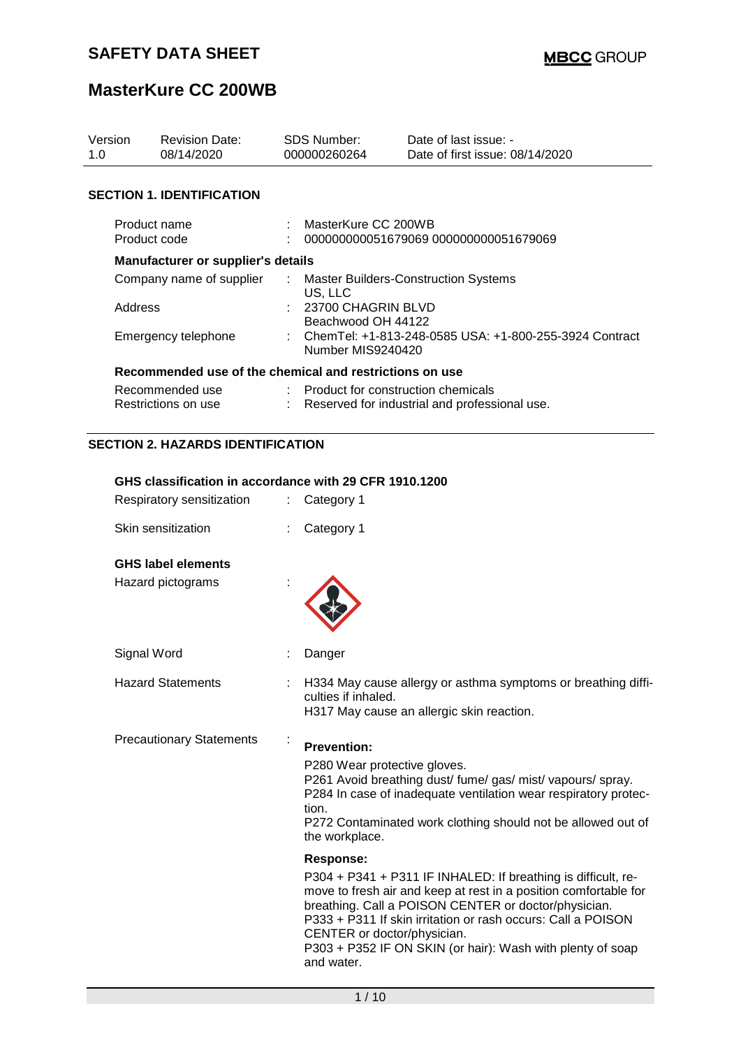# SAFETY DATA SHEET

**MBCC GROUP**

# MasterKure CC 200WB

| Version | Revision Date: | SDS Number: | Date of last issue: - |
|---|---|---|---|
| 1.0 | 08/14/2020 | 000000260264 | Date of first issue: 08/14/2020 |

## SECTION 1. IDENTIFICATION

| | | |
|---|---|---|
| Product name | : | MasterKure CC 200WB |
| Product code | : | 000000000051679069 000000000051679069 |

**Manufacturer or supplier's details**

| | | |
|---|---|---|
| Company name of supplier | : | Master Builders-Construction Systems US, LLC |
| Address | : | 23700 CHAGRIN BLVD Beachwood OH 44122 |
| Emergency telephone | : | ChemTel: +1-813-248-0585 USA: +1-800-255-3924 Contract Number MIS9240420 |

**Recommended use of the chemical and restrictions on use**

| | | |
|---|---|---|
| Recommended use | : | Product for construction chemicals |
| Restrictions on use | : | Reserved for industrial and professional use. |

## SECTION 2. HAZARDS IDENTIFICATION

**GHS classification in accordance with 29 CFR 1910.1200**

| | | |
|---|---|---|
| Respiratory sensitization | : | Category 1 |
| Skin sensitization | : | Category 1 |

**GHS label elements**

Hazard pictograms :

Signal Word : Danger

Hazard Statements :
H334 May cause allergy or asthma symptoms or breathing difficulties if inhaled.
H317 May cause an allergic skin reaction.

Precautionary Statements :

**Prevention:**

P280 Wear protective gloves.
P261 Avoid breathing dust/ fume/ gas/ mist/ vapours/ spray.
P284 In case of inadequate ventilation wear respiratory protection.
P272 Contaminated work clothing should not be allowed out of the workplace.

**Response:**

P304 + P341 + P311 IF INHALED: If breathing is difficult, remove to fresh air and keep at rest in a position comfortable for breathing. Call a POISON CENTER or doctor/physician.
P333 + P311 If skin irritation or rash occurs: Call a POISON CENTER or doctor/physician.
P303 + P352 IF ON SKIN (or hair): Wash with plenty of soap and water.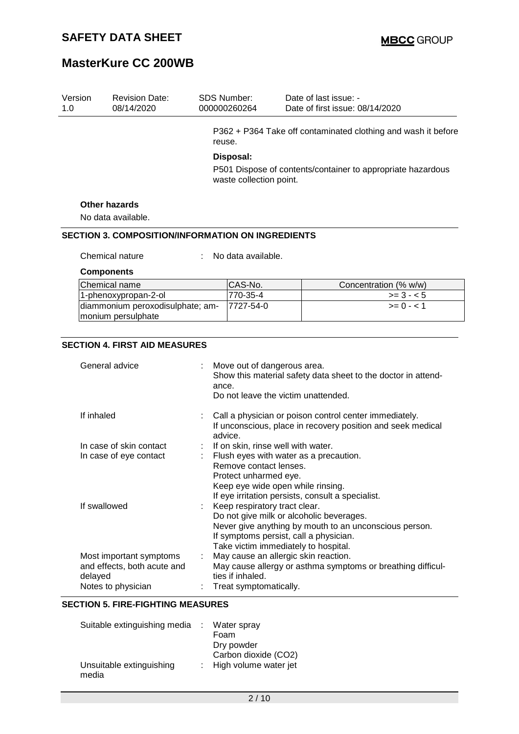| Version | Revision Date: | SDS Number: | Date of last issue: - |
|---|---|---|---|
| 1.0 | 08/14/2020 | 000000260264 | Date of first issue: 08/14/2020 |

P362 + P364 Take off contaminated clothing and wash it before reuse.

**Disposal:**

P501 Dispose of contents/container to appropriate hazardous waste collection point.

**Other hazards**

No data available.

## SECTION 3. COMPOSITION/INFORMATION ON INGREDIENTS

Chemical nature : No data available.

**Components**

| Chemical name | CAS-No. | Concentration (% w/w) |
|---|---|---|
| 1-phenoxypropan-2-ol | 770-35-4 | >= 3 - < 5 |
| diammonium peroxodisulphate; ammonium persulphate | 7727-54-0 | >= 0 - < 1 |

## SECTION 4. FIRST AID MEASURES

General advice : Move out of dangerous area.
Show this material safety data sheet to the doctor in attendance.
Do not leave the victim unattended.

If inhaled : Call a physician or poison control center immediately.
If unconscious, place in recovery position and seek medical advice.

In case of skin contact : If on skin, rinse well with water.

In case of eye contact : Flush eyes with water as a precaution.
Remove contact lenses.
Protect unharmed eye.
Keep eye wide open while rinsing.
If eye irritation persists, consult a specialist.

If swallowed : Keep respiratory tract clear.
Do not give milk or alcoholic beverages.
Never give anything by mouth to an unconscious person.
If symptoms persist, call a physician.
Take victim immediately to hospital.

Most important symptoms and effects, both acute and delayed : May cause an allergic skin reaction.
May cause allergy or asthma symptoms or breathing difficulties if inhaled.

Notes to physician : Treat symptomatically.

## SECTION 5. FIRE-FIGHTING MEASURES

Suitable extinguishing media : Water spray
Foam
Dry powder
Carbon dioxide ($CO_2$)

Unsuitable extinguishing media : High volume water jet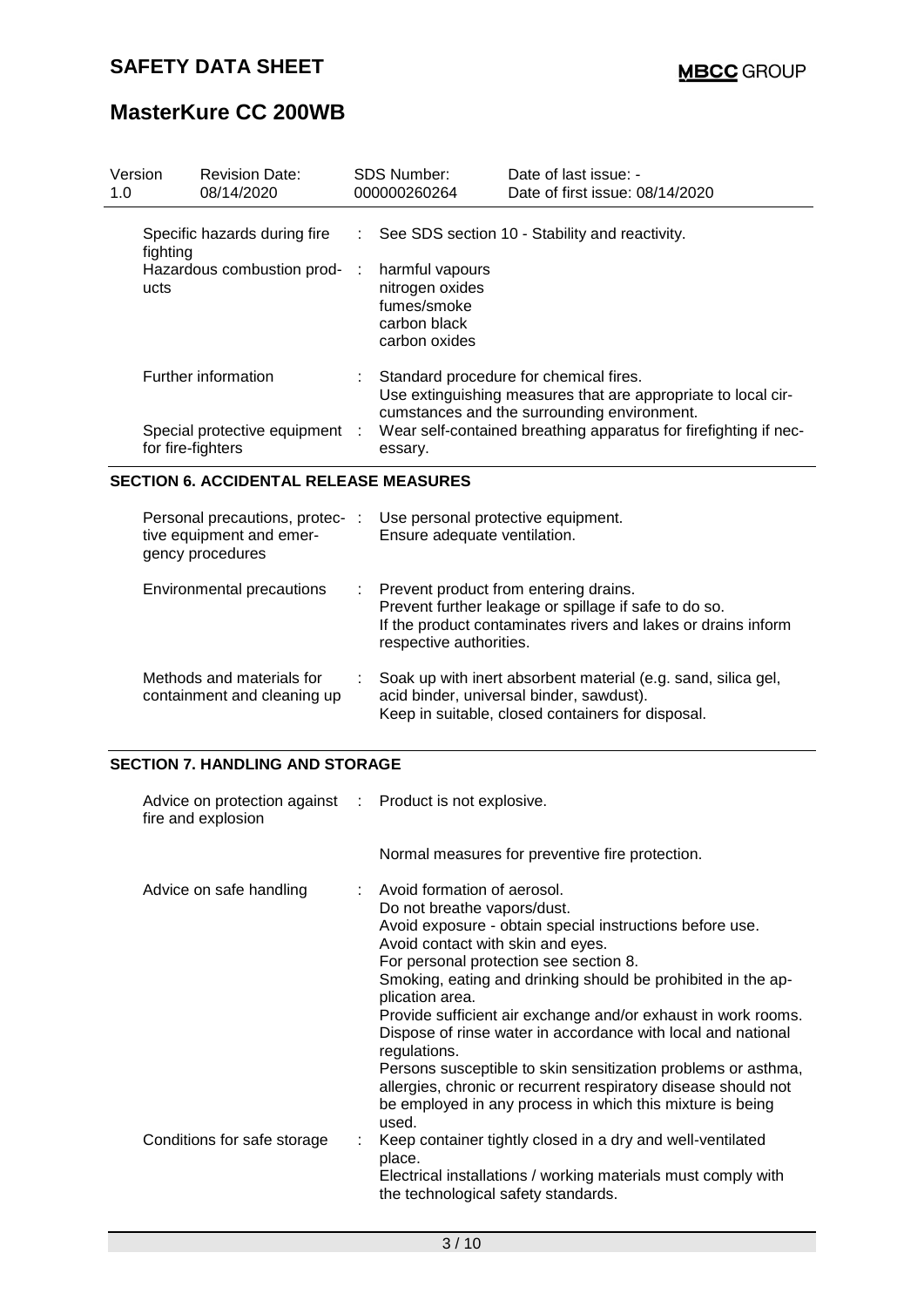| Version | Revision Date: | SDS Number: | Date of last issue: - |
|---|---|---|---|
| 1.0 | 08/14/2020 | 000000260264 | Date of first issue: 08/14/2020 |

| | |
|---|---|
| Specific hazards during fire fighting | : See SDS section 10 - Stability and reactivity. |
| Hazardous combustion products | : harmful vapours<br>nitrogen oxides<br>fumes/smoke<br>carbon black<br>carbon oxides |
| Further information | : Standard procedure for chemical fires.<br>Use extinguishing measures that are appropriate to local circumstances and the surrounding environment. |
| Special protective equipment for fire-fighters | : Wear self-contained breathing apparatus for firefighting if necessary. |

## SECTION 6. ACCIDENTAL RELEASE MEASURES

| | |
|---|---|
| Personal precautions, protective equipment and emergency procedures | : Use personal protective equipment.<br>Ensure adequate ventilation. |
| Environmental precautions | : Prevent product from entering drains.<br>Prevent further leakage or spillage if safe to do so.<br>If the product contaminates rivers and lakes or drains inform respective authorities. |
| Methods and materials for containment and cleaning up | : Soak up with inert absorbent material (e.g. sand, silica gel, acid binder, universal binder, sawdust).<br>Keep in suitable, closed containers for disposal. |

## SECTION 7. HANDLING AND STORAGE

| | |
|---|---|
| Advice on protection against fire and explosion | : Product is not explosive.<br><br>Normal measures for preventive fire protection. |
| Advice on safe handling | : Avoid formation of aerosol.<br>Do not breathe vapors/dust.<br>Avoid exposure - obtain special instructions before use.<br>Avoid contact with skin and eyes.<br>For personal protection see section 8.<br>Smoking, eating and drinking should be prohibited in the application area.<br>Provide sufficient air exchange and/or exhaust in work rooms.<br>Dispose of rinse water in accordance with local and national regulations.<br>Persons susceptible to skin sensitization problems or asthma, allergies, chronic or recurrent respiratory disease should not be employed in any process in which this mixture is being used. |
| Conditions for safe storage | : Keep container tightly closed in a dry and well-ventilated place.<br>Electrical installations / working materials must comply with the technological safety standards. |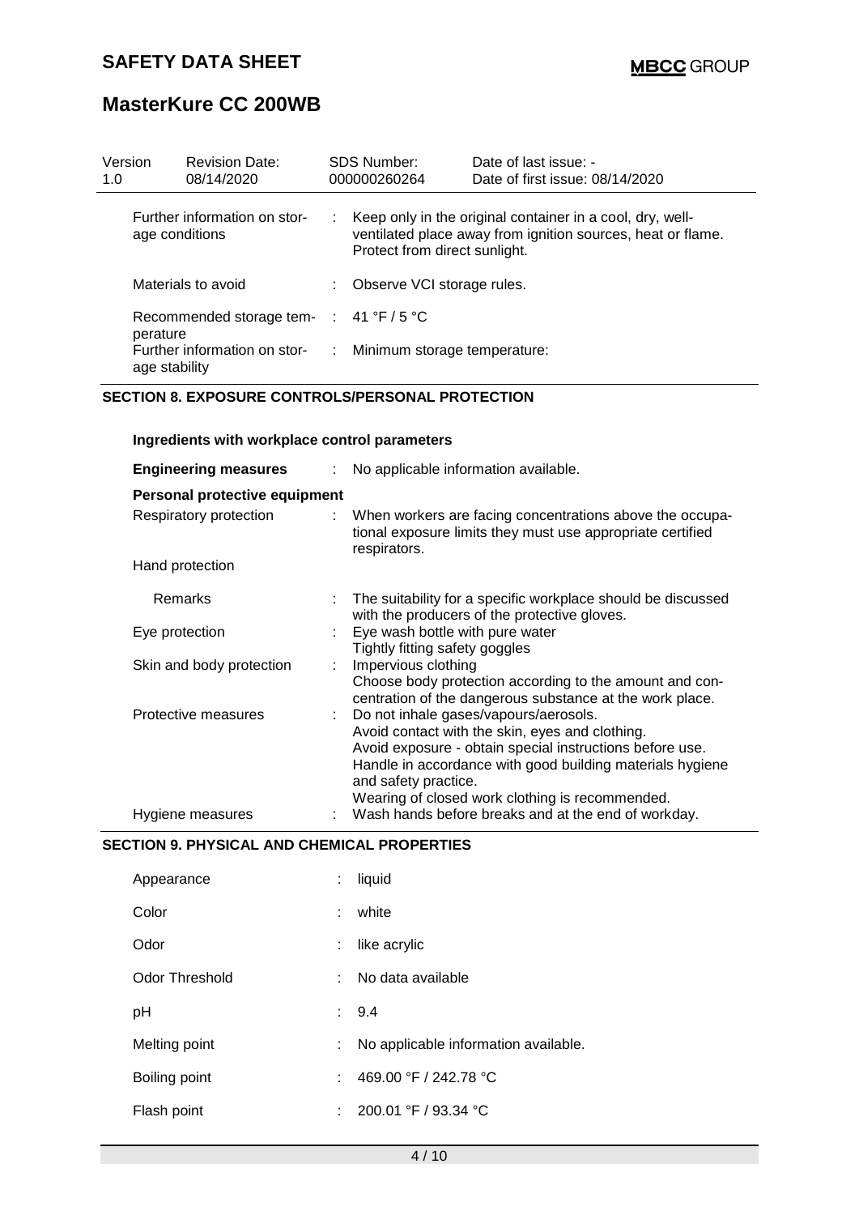| Version 1.0 | Revision Date: 08/14/2020 | SDS Number: 000000260264 | Date of last issue: - Date of first issue: 08/14/2020 |
|---|---|---|---|

| | | |
|---|---|---|
| Further information on storage conditions | : | Keep only in the original container in a cool, dry, well-ventilated place away from ignition sources, heat or flame. Protect from direct sunlight. |
| Materials to avoid | : | Observe VCI storage rules. |
| Recommended storage temperature | : | 41 °F / 5 °C |
| Further information on storage stability | : | Minimum storage temperature: |

## SECTION 8. EXPOSURE CONTROLS/PERSONAL PROTECTION

### Ingredients with workplace control parameters

| | | |
|---|---|---|
| **Engineering measures** | : | No applicable information available. |
| **Personal protective equipment** | | |
| Respiratory protection | : | When workers are facing concentrations above the occupational exposure limits they must use appropriate certified respirators. |
| Hand protection | | |
| Remarks | : | The suitability for a specific workplace should be discussed with the producers of the protective gloves. |
| Eye protection | : | Eye wash bottle with pure water<br>Tightly fitting safety goggles |
| Skin and body protection | : | Impervious clothing<br>Choose body protection according to the amount and concentration of the dangerous substance at the work place. |
| Protective measures | : | Do not inhale gases/vapours/aerosols.<br>Avoid contact with the skin, eyes and clothing.<br>Avoid exposure - obtain special instructions before use.<br>Handle in accordance with good building materials hygiene and safety practice.<br>Wearing of closed work clothing is recommended. |
| Hygiene measures | : | Wash hands before breaks and at the end of workday. |

## SECTION 9. PHYSICAL AND CHEMICAL PROPERTIES

| | | |
|---|---|---|
| Appearance | : | liquid |
| Color | : | white |
| Odor | : | like acrylic |
| Odor Threshold | : | No data available |
| pH | : | 9.4 |
| Melting point | : | No applicable information available. |
| Boiling point | : | 469.00 °F / 242.78 °C |
| Flash point | : | 200.01 °F / 93.34 °C |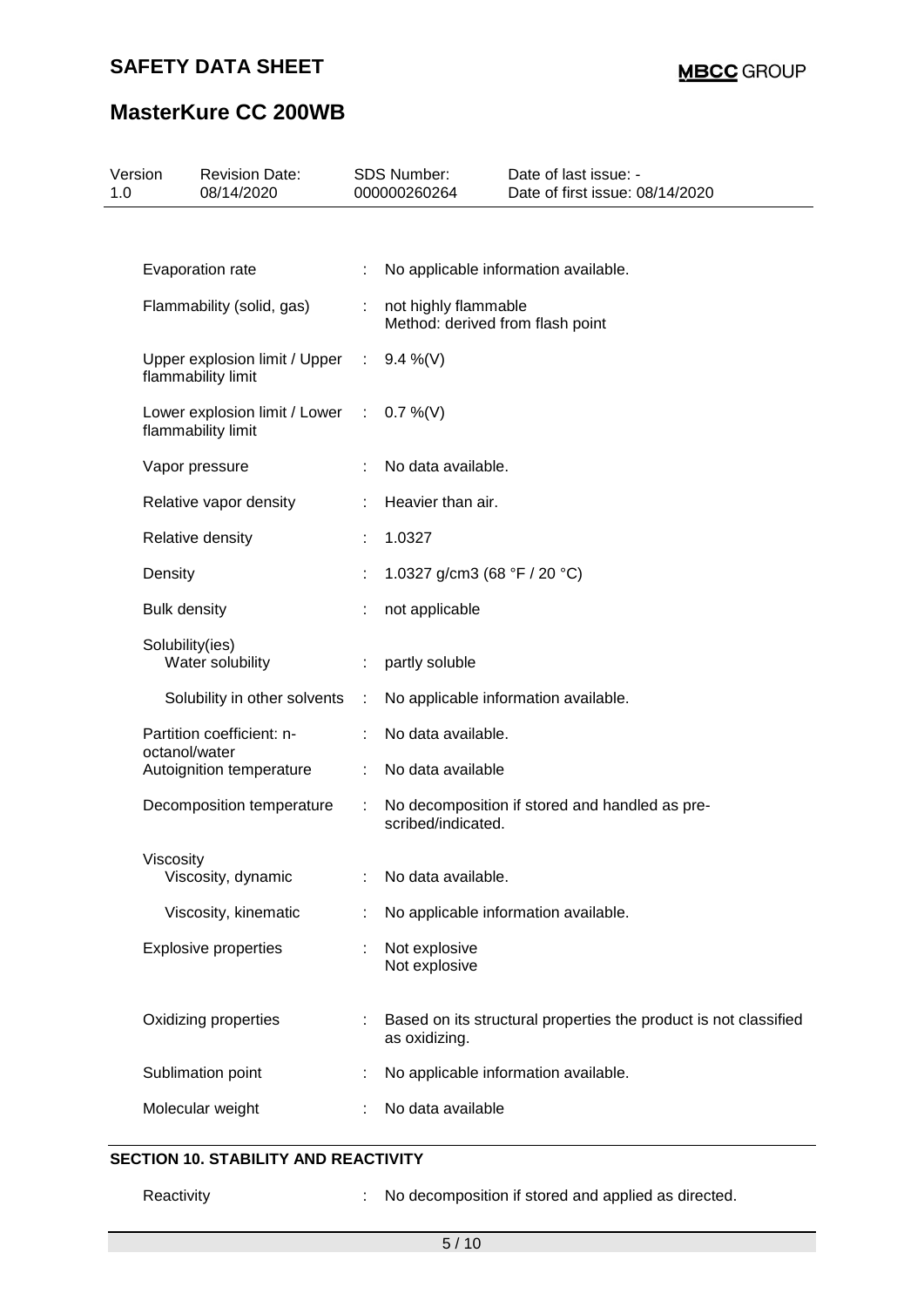| | | |
|---|---|---|
| Evaporation rate | : | No applicable information available. |
| Flammability (solid, gas) | : | not highly flammable<br>Method: derived from flash point |
| Upper explosion limit / Upper flammability limit | : | 9.4 %(V) |
| Lower explosion limit / Lower flammability limit | : | 0.7 %(V) |
| Vapor pressure | : | No data available. |
| Relative vapor density | : | Heavier than air. |
| Relative density | : | 1.0327 |
| Density | : | 1.0327 g/cm3 (68 °F / 20 °C) |
| Bulk density | : | not applicable |
| Solubility(ies)<br>Water solubility | : | partly soluble |
| Solubility in other solvents | : | No applicable information available. |
| Partition coefficient: n-octanol/water | : | No data available. |
| Autoignition temperature | : | No data available |
| Decomposition temperature | : | No decomposition if stored and handled as pre-scribed/indicated. |
| Viscosity<br>Viscosity, dynamic | : | No data available. |
| Viscosity, kinematic | : | No applicable information available. |
| Explosive properties | : | Not explosive<br>Not explosive |
| Oxidizing properties | : | Based on its structural properties the product is not classified as oxidizing. |
| Sublimation point | : | No applicable information available. |
| Molecular weight | : | No data available |

## SECTION 10. STABILITY AND REACTIVITY

| | | |
|---|---|---|
| Reactivity | : | No decomposition if stored and applied as directed. |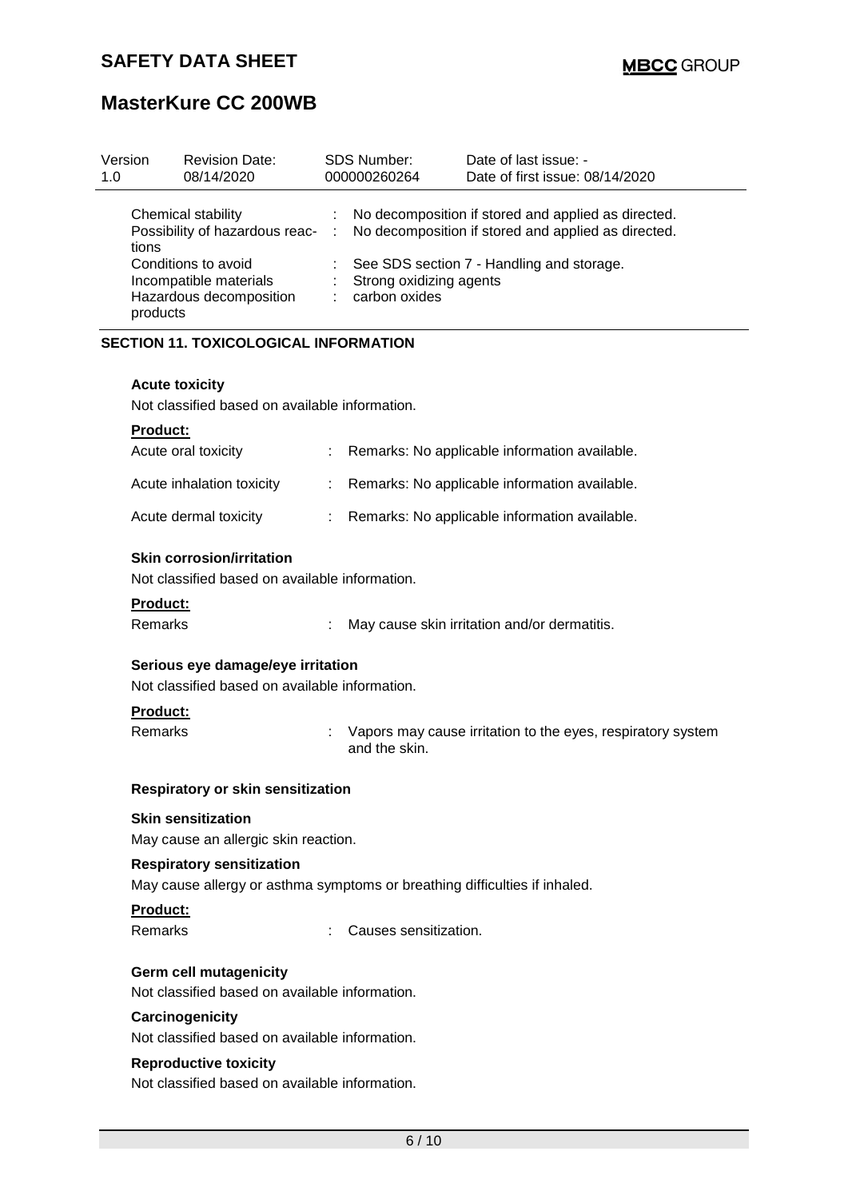| Chemical stability | : | No decomposition if stored and applied as directed. |
|---|---|---|
| Possibility of hazardous reactions | : | No decomposition if stored and applied as directed. |
| Conditions to avoid | : | See SDS section 7 - Handling and storage. |
| Incompatible materials | : | Strong oxidizing agents |
| Hazardous decomposition products | : | carbon oxides |

## SECTION 11. TOXICOLOGICAL INFORMATION

### Acute toxicity

Not classified based on available information.

**Product:**

| | | |
|---|---|---|
| Acute oral toxicity | : | Remarks: No applicable information available. |
| Acute inhalation toxicity | : | Remarks: No applicable information available. |
| Acute dermal toxicity | : | Remarks: No applicable information available. |

### Skin corrosion/irritation

Not classified based on available information.

**Product:**

Remarks : May cause skin irritation and/or dermatitis.

### Serious eye damage/eye irritation

Not classified based on available information.

**Product:**

Remarks : Vapors may cause irritation to the eyes, respiratory system and the skin.

### Respiratory or skin sensitization

**Skin sensitization**

May cause an allergic skin reaction.

**Respiratory sensitization**

May cause allergy or asthma symptoms or breathing difficulties if inhaled.

**Product:**

Remarks : Causes sensitization.

### Germ cell mutagenicity

Not classified based on available information.

### Carcinogenicity

Not classified based on available information.

### Reproductive toxicity

Not classified based on available information.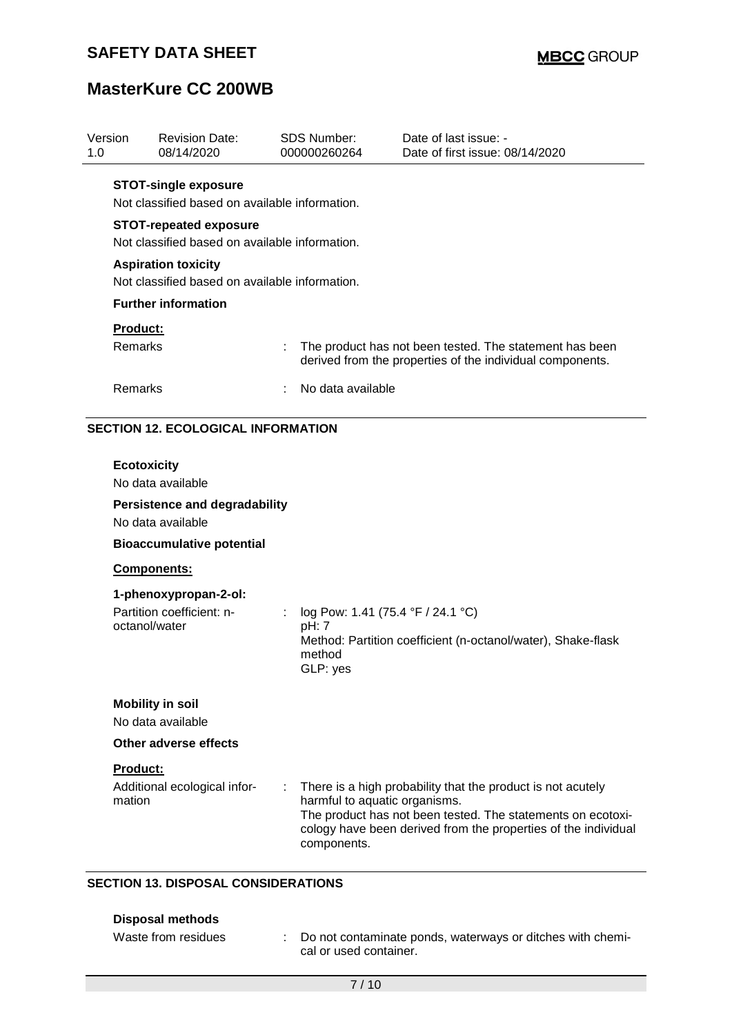**STOT-single exposure**

Not classified based on available information.

**STOT-repeated exposure**

Not classified based on available information.

**Aspiration toxicity**

Not classified based on available information.

**Further information**

**Product:**

| | | |
|---|---|---|
| Remarks | : | The product has not been tested. The statement has been derived from the properties of the individual components. |
| Remarks | : | No data available |

## SECTION 12. ECOLOGICAL INFORMATION

**Ecotoxicity**

No data available

**Persistence and degradability**

No data available

**Bioaccumulative potential**

**Components:**

**1-phenoxypropan-2-ol:**

| | | |
|---|---|---|
| Partition coefficient: n-octanol/water | : | log Pow: 1.41 (75.4 °F / 24.1 °C)<br>pH: 7<br>Method: Partition coefficient (n-octanol/water), Shake-flask method<br>GLP: yes |

**Mobility in soil**

No data available

**Other adverse effects**

**Product:**

| | | |
|---|---|---|
| Additional ecological information | : | There is a high probability that the product is not acutely harmful to aquatic organisms.<br>The product has not been tested. The statements on ecotoxicology have been derived from the properties of the individual components. |

## SECTION 13. DISPOSAL CONSIDERATIONS

**Disposal methods**

| | | |
|---|---|---|
| Waste from residues | : | Do not contaminate ponds, waterways or ditches with chemical or used container. |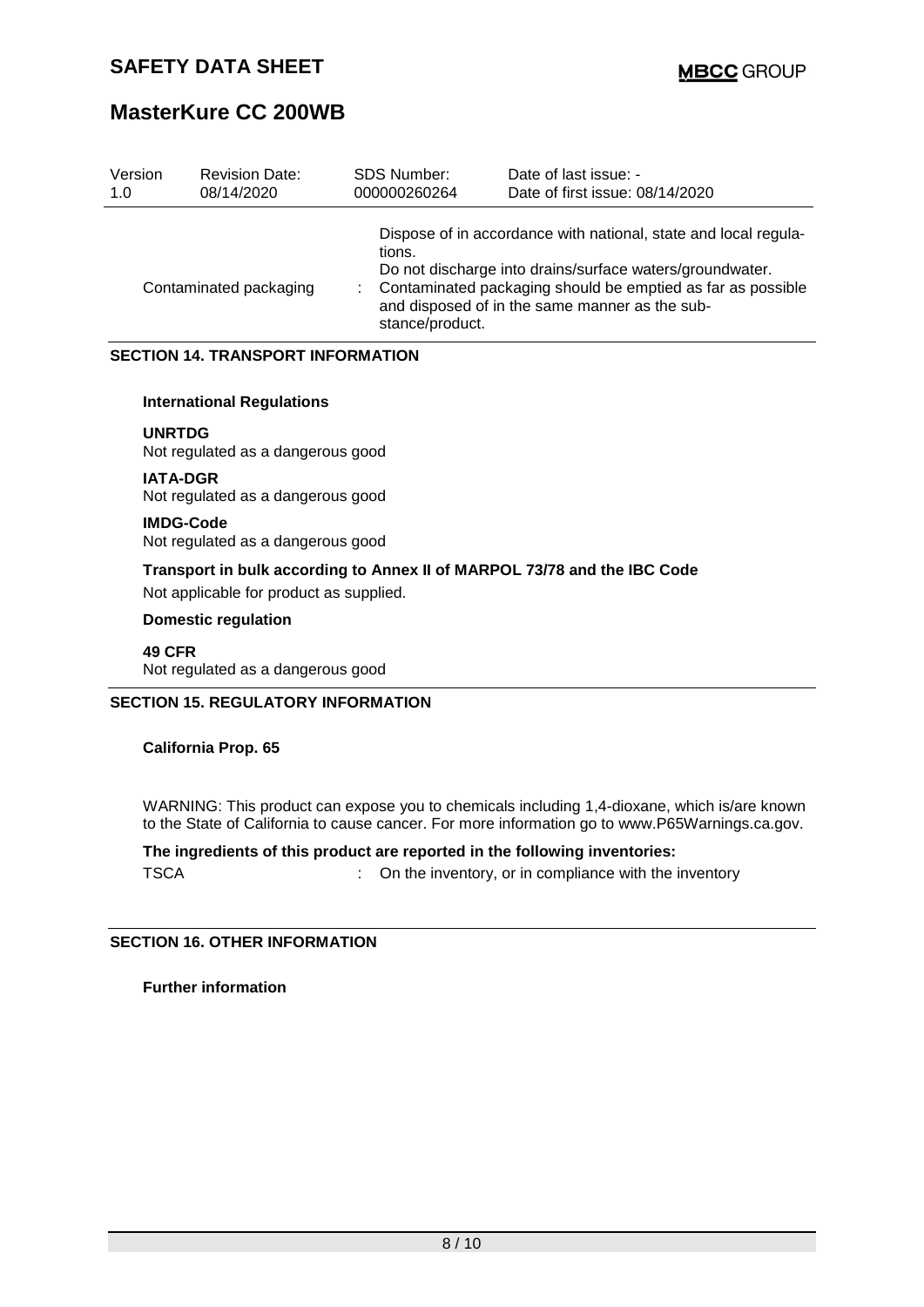| Contaminated packaging | : | Dispose of in accordance with national, state and local regulations.<br>Do not discharge into drains/surface waters/groundwater.<br>Contaminated packaging should be emptied as far as possible and disposed of in the same manner as the substance/product. |
|---|---|---|

## SECTION 14. TRANSPORT INFORMATION

**International Regulations**

**UNRTDG**
Not regulated as a dangerous good

**IATA-DGR**
Not regulated as a dangerous good

**IMDG-Code**
Not regulated as a dangerous good

**Transport in bulk according to Annex II of MARPOL 73/78 and the IBC Code**
Not applicable for product as supplied.

**Domestic regulation**

**49 CFR**
Not regulated as a dangerous good

## SECTION 15. REGULATORY INFORMATION

**California Prop. 65**

WARNING: This product can expose you to chemicals including 1,4-dioxane, which is/are known to the State of California to cause cancer. For more information go to www.P65Warnings.ca.gov.

**The ingredients of this product are reported in the following inventories:**

TSCA : On the inventory, or in compliance with the inventory

## SECTION 16. OTHER INFORMATION

**Further information**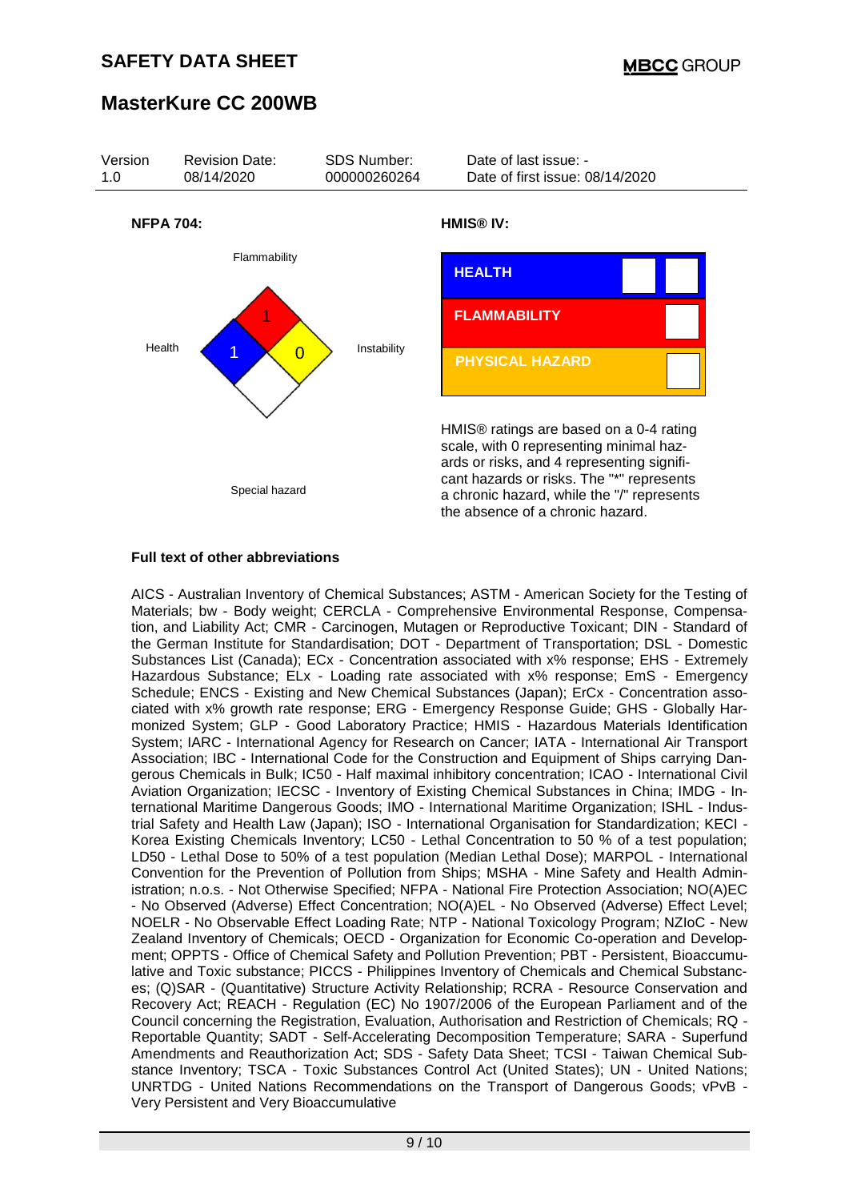# SAFETY DATA SHEET

MBCC GROUP

## MasterKure CC 200WB

| Version | Revision Date: | SDS Number: | Date of last issue: - |
|---|---|---|---|
| 1.0 | 08/14/2020 | 000000260264 | Date of first issue: 08/14/2020 |

**NFPA 704:**

Flammability: 1

Health: 1

Instability: 0

Special hazard

**HMIS® IV:**

| HEALTH | |
|---|---|
| FLAMMABILITY | |
| PHYSICAL HAZARD | |

HMIS® ratings are based on a 0-4 rating scale, with 0 representing minimal hazards or risks, and 4 representing significant hazards or risks. The "*" represents a chronic hazard, while the "/" represents the absence of a chronic hazard.

**Full text of other abbreviations**

AICS - Australian Inventory of Chemical Substances; ASTM - American Society for the Testing of Materials; bw - Body weight; CERCLA - Comprehensive Environmental Response, Compensation, and Liability Act; CMR - Carcinogen, Mutagen or Reproductive Toxicant; DIN - Standard of the German Institute for Standardisation; DOT - Department of Transportation; DSL - Domestic Substances List (Canada); ECx - Concentration associated with x% response; EHS - Extremely Hazardous Substance; ELx - Loading rate associated with x% response; EmS - Emergency Schedule; ENCS - Existing and New Chemical Substances (Japan); ErCx - Concentration associated with x% growth rate response; ERG - Emergency Response Guide; GHS - Globally Harmonized System; GLP - Good Laboratory Practice; HMIS - Hazardous Materials Identification System; IARC - International Agency for Research on Cancer; IATA - International Air Transport Association; IBC - International Code for the Construction and Equipment of Ships carrying Dangerous Chemicals in Bulk; IC50 - Half maximal inhibitory concentration; ICAO - International Civil Aviation Organization; IECSC - Inventory of Existing Chemical Substances in China; IMDG - International Maritime Dangerous Goods; IMO - International Maritime Organization; ISHL - Industrial Safety and Health Law (Japan); ISO - International Organisation for Standardization; KECI - Korea Existing Chemicals Inventory; LC50 - Lethal Concentration to 50 % of a test population; LD50 - Lethal Dose to 50% of a test population (Median Lethal Dose); MARPOL - International Convention for the Prevention of Pollution from Ships; MSHA - Mine Safety and Health Administration; n.o.s. - Not Otherwise Specified; NFPA - National Fire Protection Association; NO(A)EC - No Observed (Adverse) Effect Concentration; NO(A)EL - No Observed (Adverse) Effect Level; NOELR - No Observable Effect Loading Rate; NTP - National Toxicology Program; NZIoC - New Zealand Inventory of Chemicals; OECD - Organization for Economic Co-operation and Development; OPPTS - Office of Chemical Safety and Pollution Prevention; PBT - Persistent, Bioaccumulative and Toxic substance; PICCS - Philippines Inventory of Chemicals and Chemical Substances; (Q)SAR - (Quantitative) Structure Activity Relationship; RCRA - Resource Conservation and Recovery Act; REACH - Regulation (EC) No 1907/2006 of the European Parliament and of the Council concerning the Registration, Evaluation, Authorisation and Restriction of Chemicals; RQ - Reportable Quantity; SADT - Self-Accelerating Decomposition Temperature; SARA - Superfund Amendments and Reauthorization Act; SDS - Safety Data Sheet; TCSI - Taiwan Chemical Substance Inventory; TSCA - Toxic Substances Control Act (United States); UN - United Nations; UNRTDG - United Nations Recommendations on the Transport of Dangerous Goods; vPvB - Very Persistent and Very Bioaccumulative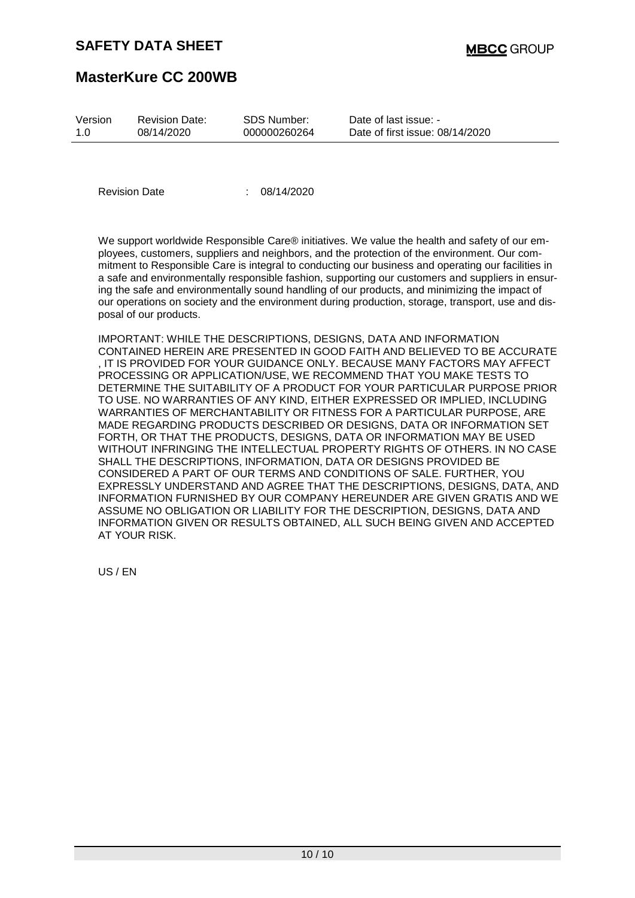Revision Date : 08/14/2020

We support worldwide Responsible Care® initiatives. We value the health and safety of our employees, customers, suppliers and neighbors, and the protection of the environment. Our commitment to Responsible Care is integral to conducting our business and operating our facilities in a safe and environmentally responsible fashion, supporting our customers and suppliers in ensuring the safe and environmentally sound handling of our products, and minimizing the impact of our operations on society and the environment during production, storage, transport, use and disposal of our products.

IMPORTANT: WHILE THE DESCRIPTIONS, DESIGNS, DATA AND INFORMATION CONTAINED HEREIN ARE PRESENTED IN GOOD FAITH AND BELIEVED TO BE ACCURATE , IT IS PROVIDED FOR YOUR GUIDANCE ONLY. BECAUSE MANY FACTORS MAY AFFECT PROCESSING OR APPLICATION/USE, WE RECOMMEND THAT YOU MAKE TESTS TO DETERMINE THE SUITABILITY OF A PRODUCT FOR YOUR PARTICULAR PURPOSE PRIOR TO USE. NO WARRANTIES OF ANY KIND, EITHER EXPRESSED OR IMPLIED, INCLUDING WARRANTIES OF MERCHANTABILITY OR FITNESS FOR A PARTICULAR PURPOSE, ARE MADE REGARDING PRODUCTS DESCRIBED OR DESIGNS, DATA OR INFORMATION SET FORTH, OR THAT THE PRODUCTS, DESIGNS, DATA OR INFORMATION MAY BE USED WITHOUT INFRINGING THE INTELLECTUAL PROPERTY RIGHTS OF OTHERS. IN NO CASE SHALL THE DESCRIPTIONS, INFORMATION, DATA OR DESIGNS PROVIDED BE CONSIDERED A PART OF OUR TERMS AND CONDITIONS OF SALE. FURTHER, YOU EXPRESSLY UNDERSTAND AND AGREE THAT THE DESCRIPTIONS, DESIGNS, DATA, AND INFORMATION FURNISHED BY OUR COMPANY HEREUNDER ARE GIVEN GRATIS AND WE ASSUME NO OBLIGATION OR LIABILITY FOR THE DESCRIPTION, DESIGNS, DATA AND INFORMATION GIVEN OR RESULTS OBTAINED, ALL SUCH BEING GIVEN AND ACCEPTED AT YOUR RISK.

US / EN